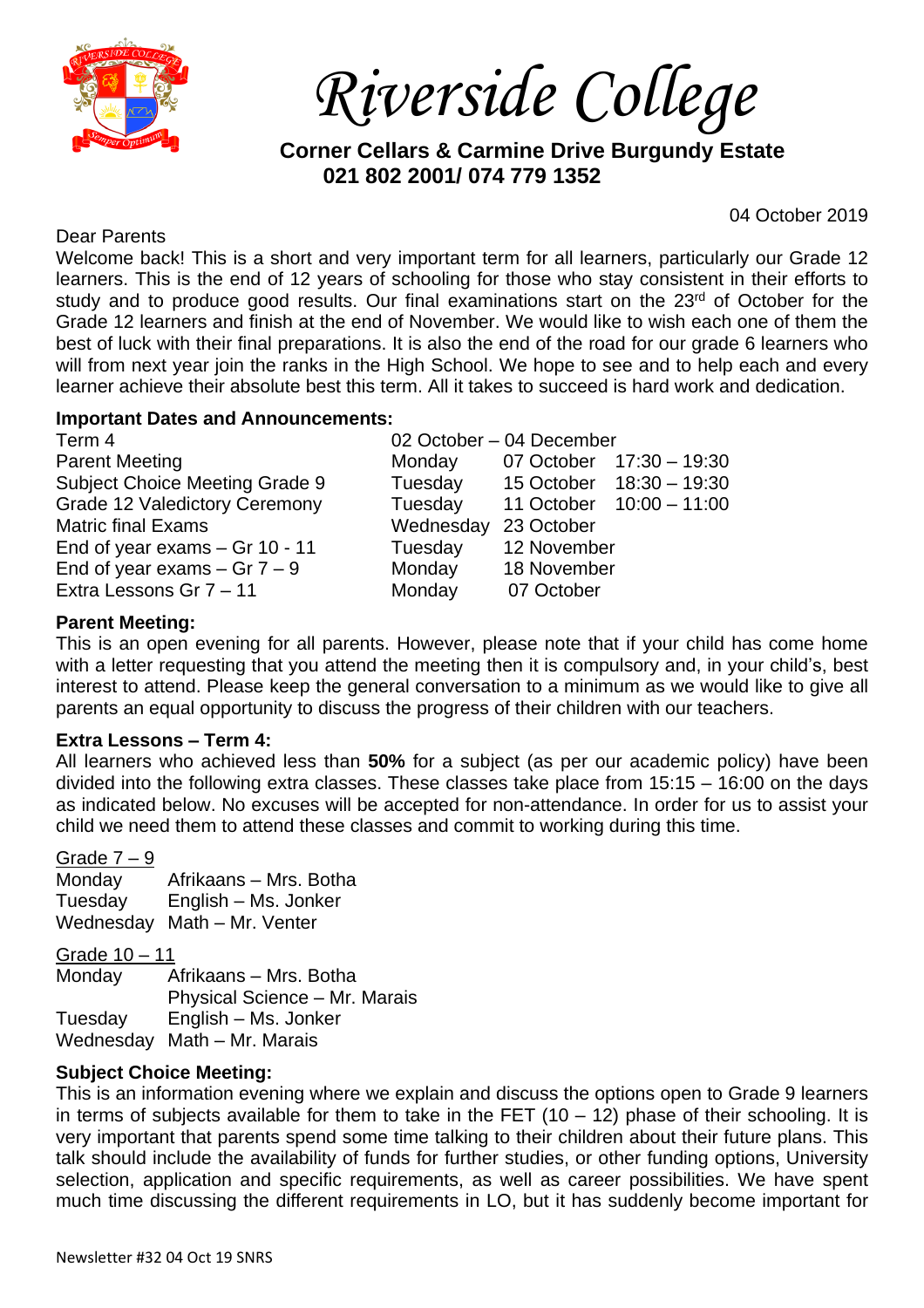# Riverside College

**Corner Cellars & Carmine Drive Burgundy Estate**
**021 802 2001/ 074 779 1352**

04 October 2019

Dear Parents

Welcome back! This is a short and very important term for all learners, particularly our Grade 12 learners. This is the end of 12 years of schooling for those who stay consistent in their efforts to study and to produce good results. Our final examinations start on the 23rd of October for the Grade 12 learners and finish at the end of November. We would like to wish each one of them the best of luck with their final preparations. It is also the end of the road for our grade 6 learners who will from next year join the ranks in the High School. We hope to see and to help each and every learner achieve their absolute best this term. All it takes to succeed is hard work and dedication.

**Important Dates and Announcements:**

| | | | |
|---|---|---|---|
| Term 4 | 02 October – 04 December | | |
| Parent Meeting | Monday | 07 October | 17:30 – 19:30 |
| Subject Choice Meeting Grade 9 | Tuesday | 15 October | 18:30 – 19:30 |
| Grade 12 Valedictory Ceremony | Tuesday | 11 October | 10:00 – 11:00 |
| Matric final Exams | Wednesday | 23 October | |
| End of year exams – Gr 10 - 11 | Tuesday | 12 November | |
| End of year exams – Gr 7 – 9 | Monday | 18 November | |
| Extra Lessons Gr 7 – 11 | Monday | 07 October | |

**Parent Meeting:**

This is an open evening for all parents. However, please note that if your child has come home with a letter requesting that you attend the meeting then it is compulsory and, in your child's, best interest to attend. Please keep the general conversation to a minimum as we would like to give all parents an equal opportunity to discuss the progress of their children with our teachers.

**Extra Lessons – Term 4:**

All learners who achieved less than **50%** for a subject (as per our academic policy) have been divided into the following extra classes. These classes take place from 15:15 – 16:00 on the days as indicated below. No excuses will be accepted for non-attendance. In order for us to assist your child we need them to attend these classes and commit to working during this time.

<u>Grade 7 – 9</u>

| | |
|---|---|
| Monday | Afrikaans – Mrs. Botha |
| Tuesday | English – Ms. Jonker |
| Wednesday | Math – Mr. Venter |

<u>Grade 10 – 11</u>

| | |
|---|---|
| Monday | Afrikaans – Mrs. Botha |
| | Physical Science – Mr. Marais |
| Tuesday | English – Ms. Jonker |
| Wednesday | Math – Mr. Marais |

**Subject Choice Meeting:**

This is an information evening where we explain and discuss the options open to Grade 9 learners in terms of subjects available for them to take in the FET (10 – 12) phase of their schooling. It is very important that parents spend some time talking to their children about their future plans. This talk should include the availability of funds for further studies, or other funding options, University selection, application and specific requirements, as well as career possibilities. We have spent much time discussing the different requirements in LO, but it has suddenly become important for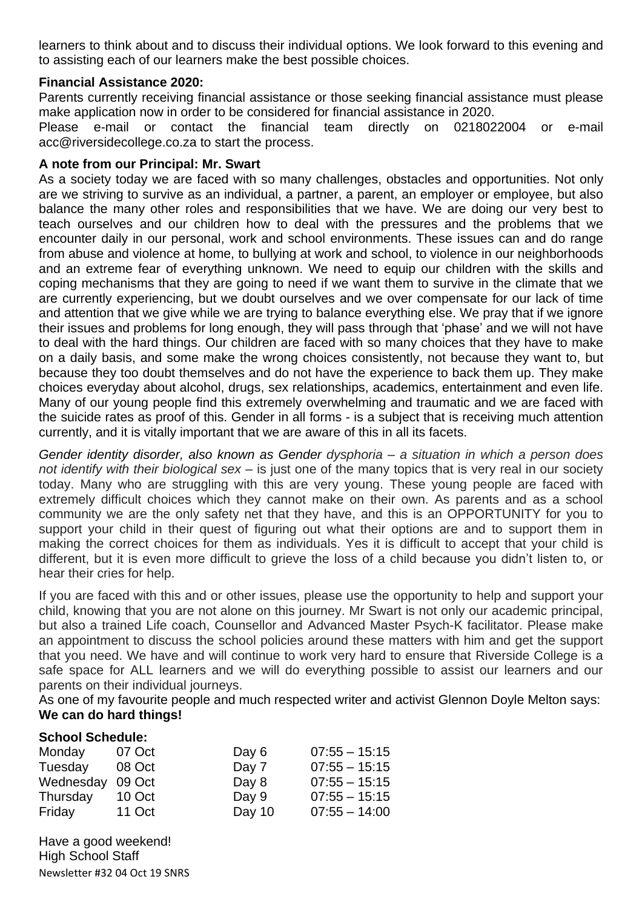learners to think about and to discuss their individual options. We look forward to this evening and to assisting each of our learners make the best possible choices.

**Financial Assistance 2020:**

Parents currently receiving financial assistance or those seeking financial assistance must please make application now in order to be considered for financial assistance in 2020.

Please e-mail or contact the financial team directly on 0218022004 or e-mail acc@riversidecollege.co.za to start the process.

**A note from our Principal: Mr. Swart**

As a society today we are faced with so many challenges, obstacles and opportunities. Not only are we striving to survive as an individual, a partner, a parent, an employer or employee, but also balance the many other roles and responsibilities that we have. We are doing our very best to teach ourselves and our children how to deal with the pressures and the problems that we encounter daily in our personal, work and school environments. These issues can and do range from abuse and violence at home, to bullying at work and school, to violence in our neighborhoods and an extreme fear of everything unknown. We need to equip our children with the skills and coping mechanisms that they are going to need if we want them to survive in the climate that we are currently experiencing, but we doubt ourselves and we over compensate for our lack of time and attention that we give while we are trying to balance everything else. We pray that if we ignore their issues and problems for long enough, they will pass through that 'phase' and we will not have to deal with the hard things. Our children are faced with so many choices that they have to make on a daily basis, and some make the wrong choices consistently, not because they want to, but because they too doubt themselves and do not have the experience to back them up. They make choices everyday about alcohol, drugs, sex relationships, academics, entertainment and even life. Many of our young people find this extremely overwhelming and traumatic and we are faced with the suicide rates as proof of this. Gender in all forms - is a subject that is receiving much attention currently, and it is vitally important that we are aware of this in all its facets.

*Gender identity disorder, also known as Gender dysphoria – a situation in which a person does not identify with their biological sex* – is just one of the many topics that is very real in our society today. Many who are struggling with this are very young. These young people are faced with extremely difficult choices which they cannot make on their own. As parents and as a school community we are the only safety net that they have, and this is an OPPORTUNITY for you to support your child in their quest of figuring out what their options are and to support them in making the correct choices for them as individuals. Yes it is difficult to accept that your child is different, but it is even more difficult to grieve the loss of a child because you didn't listen to, or hear their cries for help.

If you are faced with this and or other issues, please use the opportunity to help and support your child, knowing that you are not alone on this journey. Mr Swart is not only our academic principal, but also a trained Life coach, Counsellor and Advanced Master Psych-K facilitator. Please make an appointment to discuss the school policies around these matters with him and get the support that you need. We have and will continue to work very hard to ensure that Riverside College is a safe space for ALL learners and we will do everything possible to assist our learners and our parents on their individual journeys.

As one of my favourite people and much respected writer and activist Glennon Doyle Melton says: **We can do hard things!**

**School Schedule:**

| | | | |
|---|---|---|---|
| Monday | 07 Oct | Day 6 | 07:55 – 15:15 |
| Tuesday | 08 Oct | Day 7 | 07:55 – 15:15 |
| Wednesday | 09 Oct | Day 8 | 07:55 – 15:15 |
| Thursday | 10 Oct | Day 9 | 07:55 – 15:15 |
| Friday | 11 Oct | Day 10 | 07:55 – 14:00 |

Have a good weekend!
High School Staff